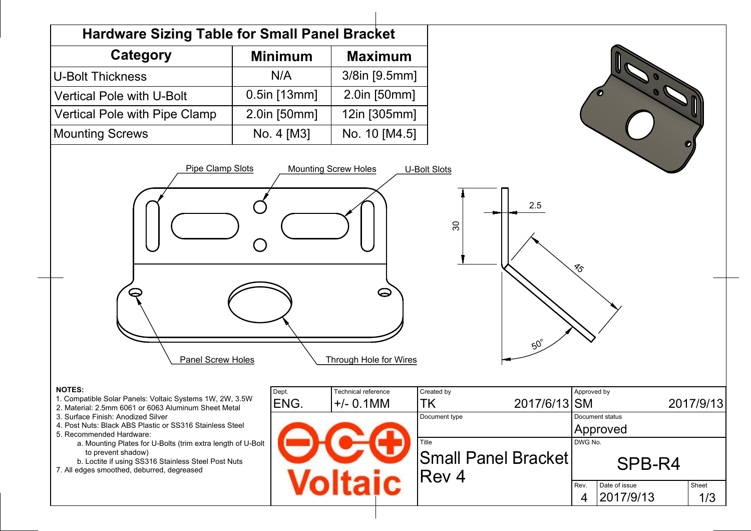## Hardware Sizing Table for Small Panel Bracket

| Category | Minimum | Maximum |
|---|---|---|
| U-Bolt Thickness | N/A | 3/8in [9.5mm] |
| Vertical Pole with U-Bolt | 0.5in [13mm] | 2.0in [50mm] |
| Vertical Pole with Pipe Clamp | 2.0in [50mm] | 12in [305mm] |
| Mounting Screws | No. 4 [M3] | No. 10 [M4.5] |

Pipe Clamp Slots

Mounting Screw Holes

U-Bolt Slots

Panel Screw Holes

Through Hole for Wires

30

2.5

45

50°

**NOTES:**

1. Compatible Solar Panels: Voltaic Systems 1W, 2W, 3.5W
2. Material: 2.5mm 6061 or 6063 Aluminum Sheet Metal
3. Surface Finish: Anodized Silver
4. Post Nuts: Black ABS Plastic or SS316 Stainless Steel
5. Recommended Hardware:
   a. Mounting Plates for U-Bolts (trim extra length of U-Bolt to prevent shadow)
   b. Loctite if using SS316 Stainless Steel Post Nuts
7. All edges smoothed, deburred, degreased

| Dept. | Technical reference | Created by | | Approved by | |
|---|---|---|---|---|---|
| ENG. | +/- 0.1MM | TK | 2017/6/13 | SM | 2017/9/13 |
| | | Document type | | Document status | |
| | | | | Approved | |
| | | Title | | DWG No. | |
| | | Small Panel Bracket Rev 4 | | SPB-R4 | |
| | | | | Rev. | Date of issue | Sheet |
| | | | | 4 | 2017/9/13 | 1/3 |

Voltaic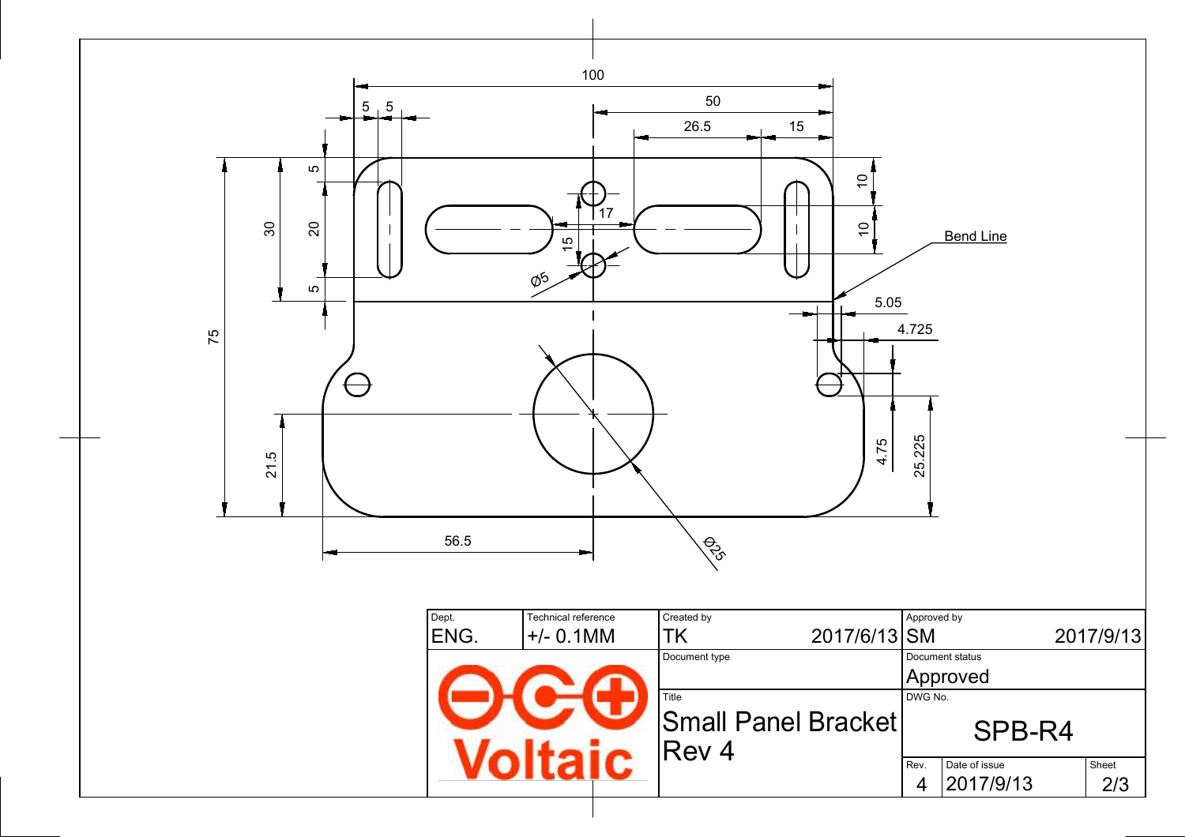100

5 5

50

26.5 15

10

10

30

20

5

5

17

15

Ø5

Bend Line

5.05

4.725

75

21.5

4.75

25.225

56.5

Ø25

| Dept. | Technical reference | Created by | | Approved by | |
|---|---|---|---|---|---|
| ENG. | +/- 0.1MM | TK | 2017/6/13 | SM | 2017/9/13 |
| Voltaic | | Document type | | Document status | |
| | | | | Approved | |
| | | Title | | DWG No. | |
| | | Small Panel Bracket Rev 4 | | SPB-R4 | |
| | | | | Rev. | Date of issue | Sheet |
| | | | | 4 | 2017/9/13 | 2/3 |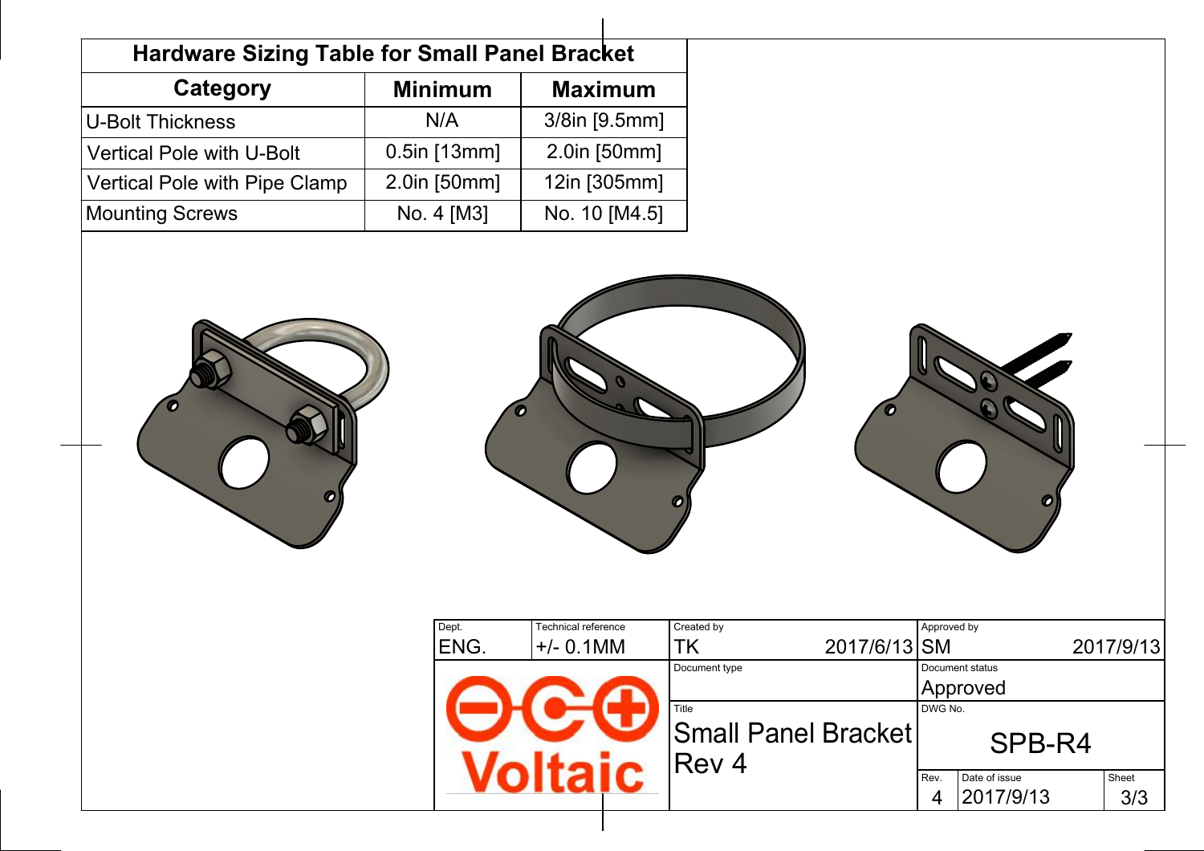## Hardware Sizing Table for Small Panel Bracket

| Category | Minimum | Maximum |
|---|---|---|
| U-Bolt Thickness | N/A | 3/8in [9.5mm] |
| Vertical Pole with U-Bolt | 0.5in [13mm] | 2.0in [50mm] |
| Vertical Pole with Pipe Clamp | 2.0in [50mm] | 12in [305mm] |
| Mounting Screws | No. 4 [M3] | No. 10 [M4.5] |

| Dept. | Technical reference | Created by | | Approved by | |
|---|---|---|---|---|---|
| ENG. | +/- 0.1MM | TK | 2017/6/13 | SM | 2017/9/13 |

Voltaic

| | |
|---|---|
| Document type | Document status: Approved |
| Title: Small Panel Bracket Rev 4 | DWG No.: SPB-R4 |
| | Rev.: 4 / Date of issue: 2017/9/13 / Sheet: 3/3 |